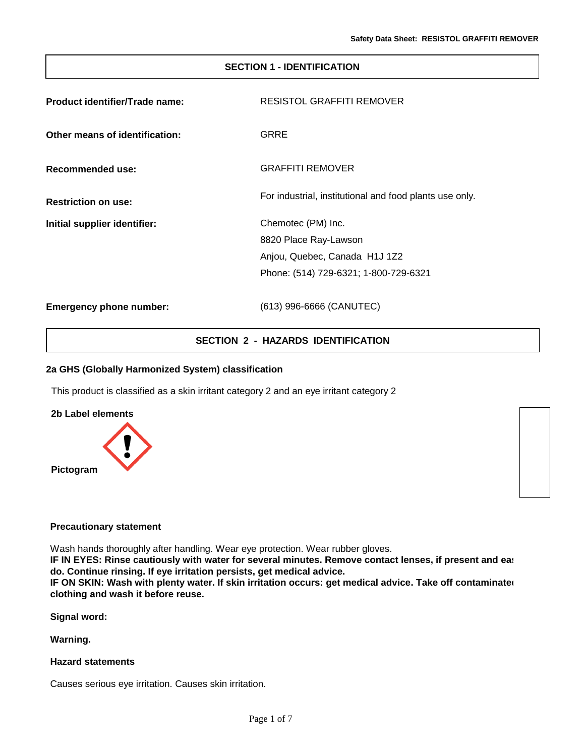## SECTION 1 - IDENTIFICATION

**Product identifier/Trade name:** RESISTOL GRAFFITI REMOVER

**Other means of identification:** GRRE

**Recommended use:** GRAFFITI REMOVER

**Restriction on use:** For industrial, institutional and food plants use only.

**Initial supplier identifier:**
Chemotec (PM) Inc.
8820 Place Ray-Lawson
Anjou, Quebec, Canada H1J 1Z2
Phone: (514) 729-6321; 1-800-729-6321

**Emergency phone number:** (613) 996-6666 (CANUTEC)

## SECTION 2 - HAZARDS IDENTIFICATION

### 2a GHS (Globally Harmonized System) classification

This product is classified as a skin irritant category 2 and an eye irritant category 2

### 2b Label elements

**Pictogram**

**Precautionary statement**

Wash hands thoroughly after handling. Wear eye protection. Wear rubber gloves.
**IF IN EYES: Rinse cautiously with water for several minutes. Remove contact lenses, if present and eas do. Continue rinsing. If eye irritation persists, get medical advice.**
**IF ON SKIN: Wash with plenty water. If skin irritation occurs: get medical advice. Take off contaminate clothing and wash it before reuse.**

**Signal word:**

**Warning.**

**Hazard statements**

Causes serious eye irritation. Causes skin irritation.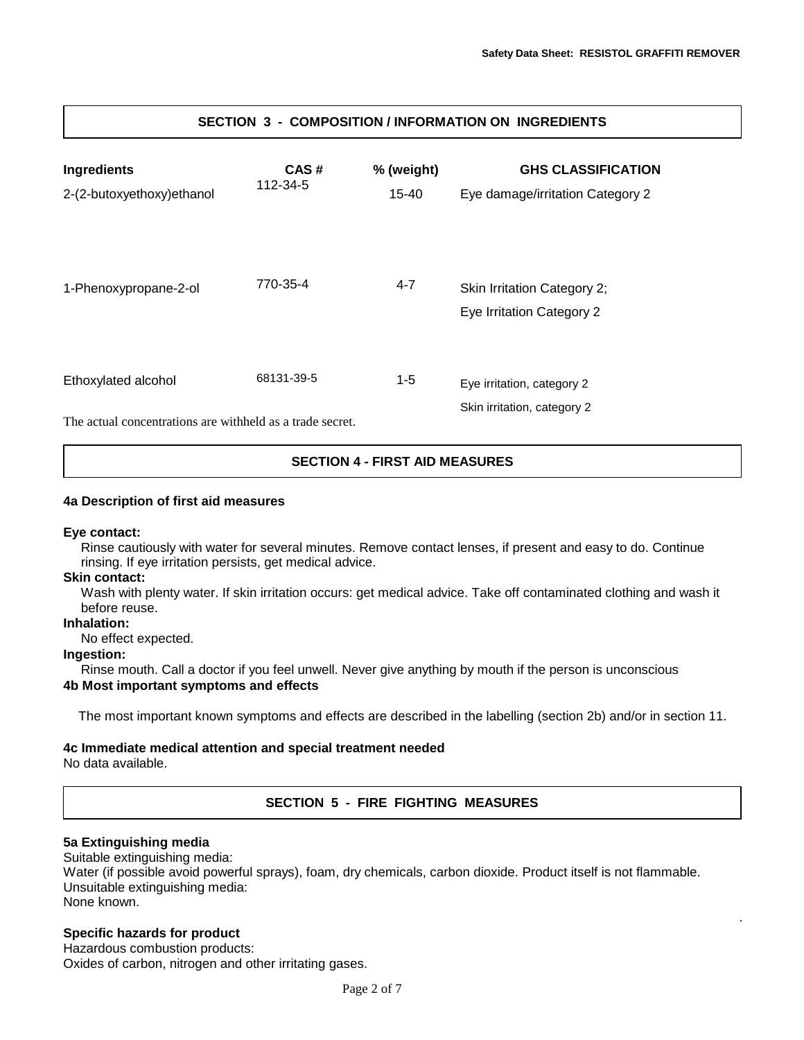## SECTION 3 - COMPOSITION / INFORMATION ON INGREDIENTS

| Ingredients | CAS # | % (weight) | GHS CLASSIFICATION |
|---|---|---|---|
| 2-(2-butoxyethoxy)ethanol | 112-34-5 | 15-40 | Eye damage/irritation Category 2 |
| 1-Phenoxypropane-2-ol | 770-35-4 | 4-7 | Skin Irritation Category 2; Eye Irritation Category 2 |
| Ethoxylated alcohol | 68131-39-5 | 1-5 | Eye irritation, category 2 Skin irritation, category 2 |

The actual concentrations are withheld as a trade secret.

## SECTION 4 - FIRST AID MEASURES

### 4a Description of first aid measures

**Eye contact:**
Rinse cautiously with water for several minutes. Remove contact lenses, if present and easy to do. Continue rinsing. If eye irritation persists, get medical advice.

**Skin contact:**
Wash with plenty water. If skin irritation occurs: get medical advice. Take off contaminated clothing and wash it before reuse.

**Inhalation:**
No effect expected.

**Ingestion:**
Rinse mouth. Call a doctor if you feel unwell. Never give anything by mouth if the person is unconscious

### 4b Most important symptoms and effects

The most important known symptoms and effects are described in the labelling (section 2b) and/or in section 11.

### 4c Immediate medical attention and special treatment needed

No data available.

## SECTION 5 - FIRE FIGHTING MEASURES

### 5a Extinguishing media

Suitable extinguishing media:
Water (if possible avoid powerful sprays), foam, dry chemicals, carbon dioxide. Product itself is not flammable.
Unsuitable extinguishing media:
None known.

### Specific hazards for product

Hazardous combustion products:
Oxides of carbon, nitrogen and other irritating gases.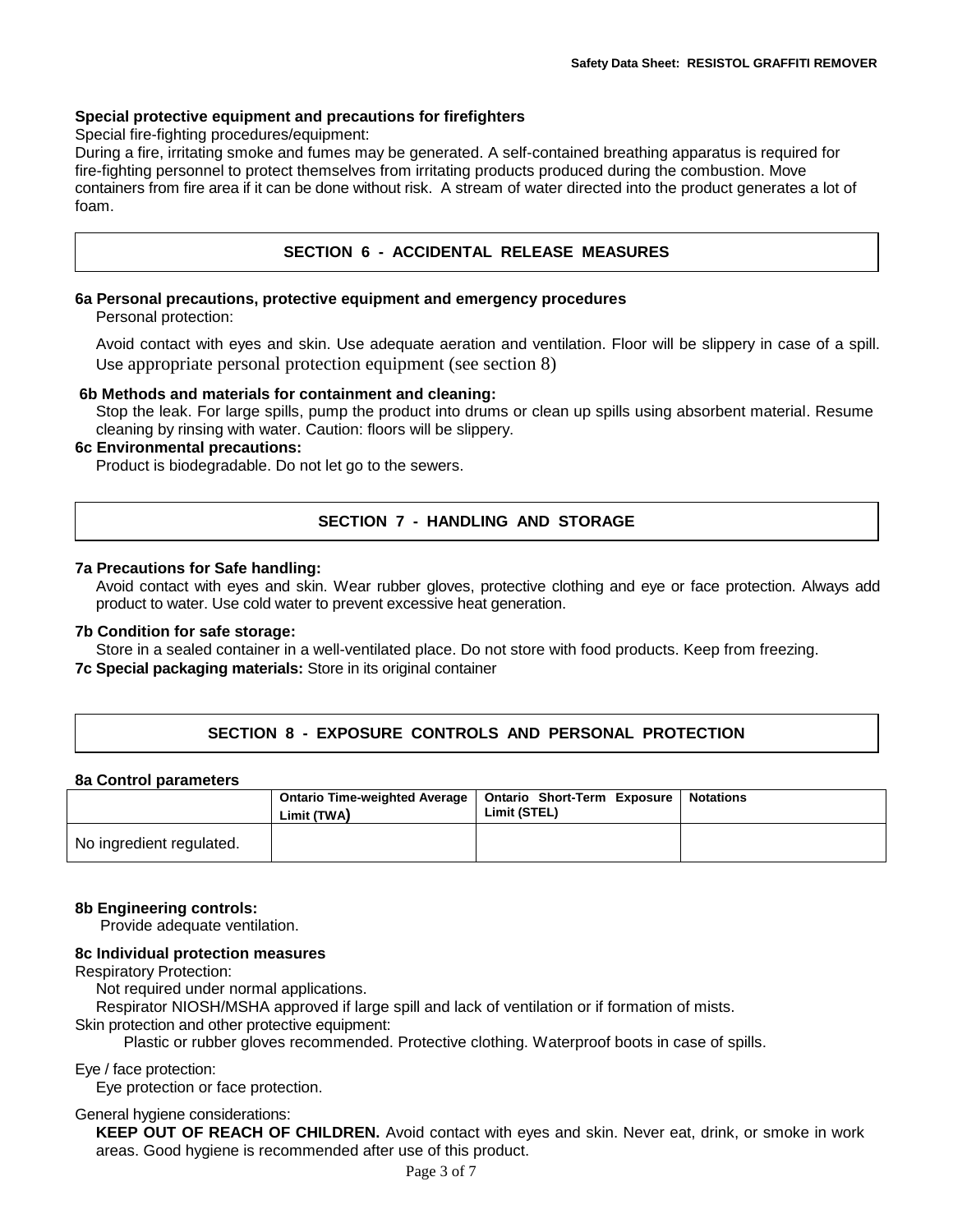**Special protective equipment and precautions for firefighters**

Special fire-fighting procedures/equipment:

During a fire, irritating smoke and fumes may be generated. A self-contained breathing apparatus is required for fire-fighting personnel to protect themselves from irritating products produced during the combustion. Move containers from fire area if it can be done without risk. A stream of water directed into the product generates a lot of foam.

## SECTION 6 - ACCIDENTAL RELEASE MEASURES

**6a Personal precautions, protective equipment and emergency procedures**

Personal protection:

Avoid contact with eyes and skin. Use adequate aeration and ventilation. Floor will be slippery in case of a spill. Use appropriate personal protection equipment (see section 8)

**6b Methods and materials for containment and cleaning:**

Stop the leak. For large spills, pump the product into drums or clean up spills using absorbent material. Resume cleaning by rinsing with water. Caution: floors will be slippery.

**6c Environmental precautions:**

Product is biodegradable. Do not let go to the sewers.

## SECTION 7 - HANDLING AND STORAGE

**7a Precautions for Safe handling:**

Avoid contact with eyes and skin. Wear rubber gloves, protective clothing and eye or face protection. Always add product to water. Use cold water to prevent excessive heat generation.

**7b Condition for safe storage:**

Store in a sealed container in a well-ventilated place. Do not store with food products. Keep from freezing.

**7c Special packaging materials:** Store in its original container

## SECTION 8 - EXPOSURE CONTROLS AND PERSONAL PROTECTION

**8a Control parameters**

| | Ontario Time-weighted Average Limit (TWA) | Ontario Short-Term Exposure Limit (STEL) | Notations |
|---|---|---|---|
| No ingredient regulated. | | | |

**8b Engineering controls:**

Provide adequate ventilation.

**8c Individual protection measures**

Respiratory Protection:

Not required under normal applications.

Respirator NIOSH/MSHA approved if large spill and lack of ventilation or if formation of mists.

Skin protection and other protective equipment:

Plastic or rubber gloves recommended. Protective clothing. Waterproof boots in case of spills.

Eye / face protection:

Eye protection or face protection.

General hygiene considerations:

**KEEP OUT OF REACH OF CHILDREN.** Avoid contact with eyes and skin. Never eat, drink, or smoke in work areas. Good hygiene is recommended after use of this product.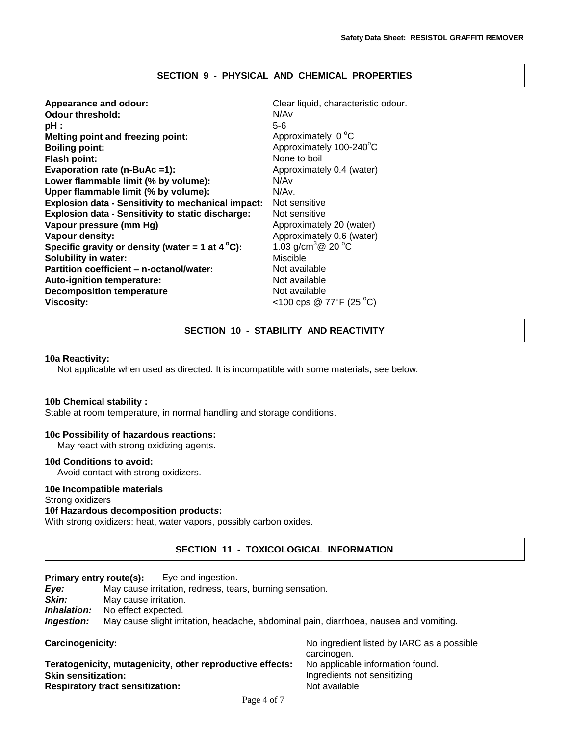## SECTION 9 - PHYSICAL AND CHEMICAL PROPERTIES

| Property | Value |
|---|---|
| **Appearance and odour:** | Clear liquid, characteristic odour. |
| **Odour threshold:** | N/Av |
| **pH :** | 5-6 |
| **Melting point and freezing point:** | Approximately 0 °C |
| **Boiling point:** | Approximately 100-240°C |
| **Flash point:** | None to boil |
| **Evaporation rate (n-BuAc =1):** | Approximately 0.4 (water) |
| **Lower flammable limit (% by volume):** | N/Av |
| **Upper flammable limit (% by volume):** | N/Av. |
| **Explosion data - Sensitivity to mechanical impact:** | Not sensitive |
| **Explosion data - Sensitivity to static discharge:** | Not sensitive |
| **Vapour pressure (mm Hg)** | Approximately 20 (water) |
| **Vapour density:** | Approximately 0.6 (water) |
| **Specific gravity or density (water = 1 at 4 °C):** | 1.03 g/cm$^3$@ 20 °C |
| **Solubility in water:** | Miscible |
| **Partition coefficient – n-octanol/water:** | Not available |
| **Auto-ignition temperature:** | Not available |
| **Decomposition temperature** | Not available |
| **Viscosity:** | <100 cps @ 77°F (25 °C) |

## SECTION 10 - STABILITY AND REACTIVITY

**10a Reactivity:**

Not applicable when used as directed. It is incompatible with some materials, see below.

**10b Chemical stability :**

Stable at room temperature, in normal handling and storage conditions.

**10c Possibility of hazardous reactions:**

May react with strong oxidizing agents.

**10d Conditions to avoid:**

Avoid contact with strong oxidizers.

**10e Incompatible materials**

Strong oxidizers

**10f Hazardous decomposition products:**

With strong oxidizers: heat, water vapors, possibly carbon oxides.

## SECTION 11 - TOXICOLOGICAL INFORMATION

**Primary entry route(s):** Eye and ingestion.

***Eye:*** May cause irritation, redness, tears, burning sensation.

***Skin:*** May cause irritation.

***Inhalation:*** No effect expected.

***Ingestion:*** May cause slight irritation, headache, abdominal pain, diarrhoea, nausea and vomiting.

| Property | Value |
|---|---|
| **Carcinogenicity:** | No ingredient listed by IARC as a possible carcinogen. |
| **Teratogenicity, mutagenicity, other reproductive effects:** | No applicable information found. |
| **Skin sensitization:** | Ingredients not sensitizing |
| **Respiratory tract sensitization:** | Not available |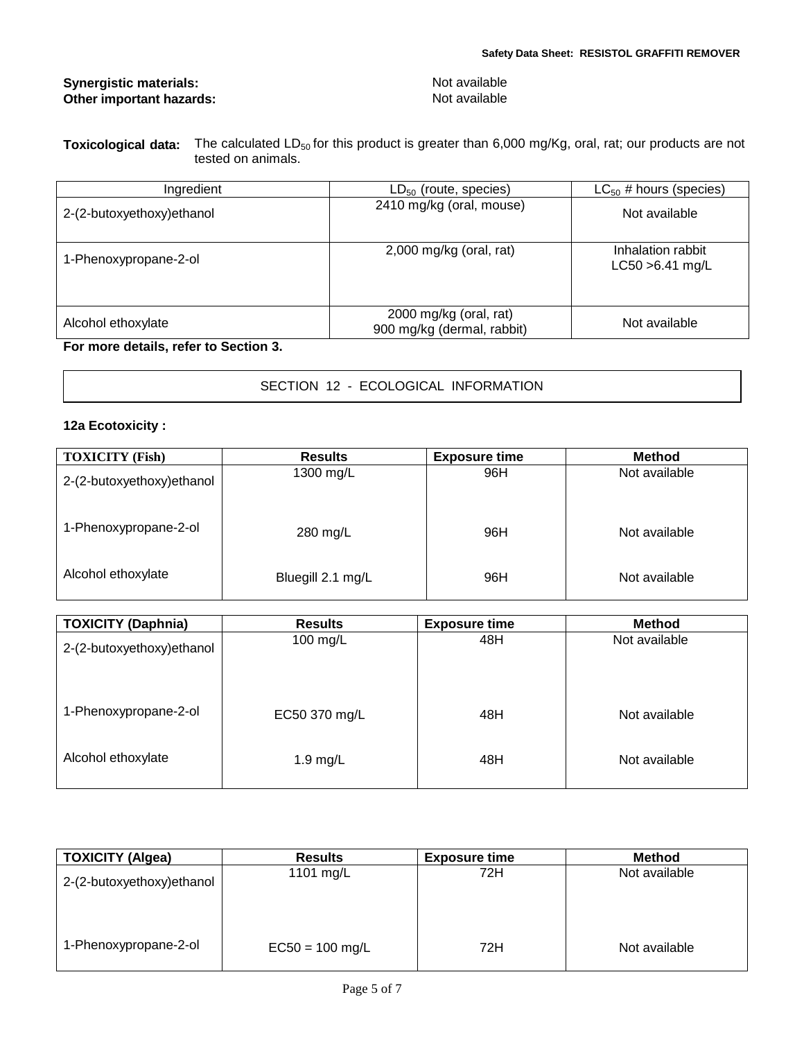**Synergistic materials:** Not available
**Other important hazards:** Not available

**Toxicological data:** The calculated $LD_{50}$ for this product is greater than 6,000 mg/Kg, oral, rat; our products are not tested on animals.

| Ingredient | $LD_{50}$ (route, species) | $LC_{50}$ # hours (species) |
|---|---|---|
| 2-(2-butoxyethoxy)ethanol | 2410 mg/kg (oral, mouse) | Not available |
| 1-Phenoxypropane-2-ol | 2,000 mg/kg (oral, rat) | Inhalation rabbit LC50 >6.41 mg/L |
| Alcohol ethoxylate | 2000 mg/kg (oral, rat)<br>900 mg/kg (dermal, rabbit) | Not available |

**For more details, refer to Section 3.**

## SECTION 12 - ECOLOGICAL INFORMATION

**12a Ecotoxicity :**

| TOXICITY (Fish) | Results | Exposure time | Method |
|---|---|---|---|
| 2-(2-butoxyethoxy)ethanol | 1300 mg/L | 96H | Not available |
| 1-Phenoxypropane-2-ol | 280 mg/L | 96H | Not available |
| Alcohol ethoxylate | Bluegill 2.1 mg/L | 96H | Not available |

| TOXICITY (Daphnia) | Results | Exposure time | Method |
|---|---|---|---|
| 2-(2-butoxyethoxy)ethanol | 100 mg/L | 48H | Not available |
| 1-Phenoxypropane-2-ol | EC50 370 mg/L | 48H | Not available |
| Alcohol ethoxylate | 1.9 mg/L | 48H | Not available |

| TOXICITY (Algea) | Results | Exposure time | Method |
|---|---|---|---|
| 2-(2-butoxyethoxy)ethanol | 1101 mg/L | 72H | Not available |
| 1-Phenoxypropane-2-ol | EC50 = 100 mg/L | 72H | Not available |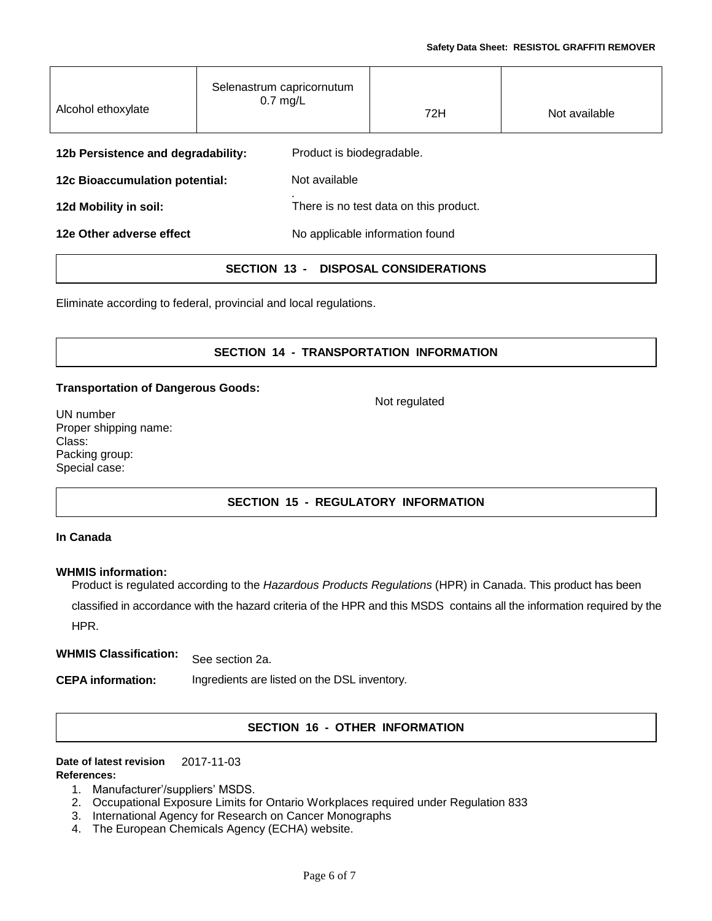| Alcohol ethoxylate | Selenastrum capricornutum 0.7 mg/L | 72H | Not available |
|---|---|---|---|

**12b Persistence and degradability:** Product is biodegradable.

**12c Bioaccumulation potential:** Not available

**12d Mobility in soil:** There is no test data on this product.

**12e Other adverse effect** No applicable information found

## SECTION 13 - DISPOSAL CONSIDERATIONS

Eliminate according to federal, provincial and local regulations.

## SECTION 14 - TRANSPORTATION INFORMATION

**Transportation of Dangerous Goods:**

Not regulated

UN number
Proper shipping name:
Class:
Packing group:
Special case:

## SECTION 15 - REGULATORY INFORMATION

**In Canada**

**WHMIS information:**

Product is regulated according to the *Hazardous Products Regulations* (HPR) in Canada. This product has been classified in accordance with the hazard criteria of the HPR and this MSDS contains all the information required by the HPR.

**WHMIS Classification:** See section 2a.

**CEPA information:** Ingredients are listed on the DSL inventory.

## SECTION 16 - OTHER INFORMATION

**Date of latest revision** 2017-11-03

**References:**

1. Manufacturer'/suppliers' MSDS.
2. Occupational Exposure Limits for Ontario Workplaces required under Regulation 833
3. International Agency for Research on Cancer Monographs
4. The European Chemicals Agency (ECHA) website.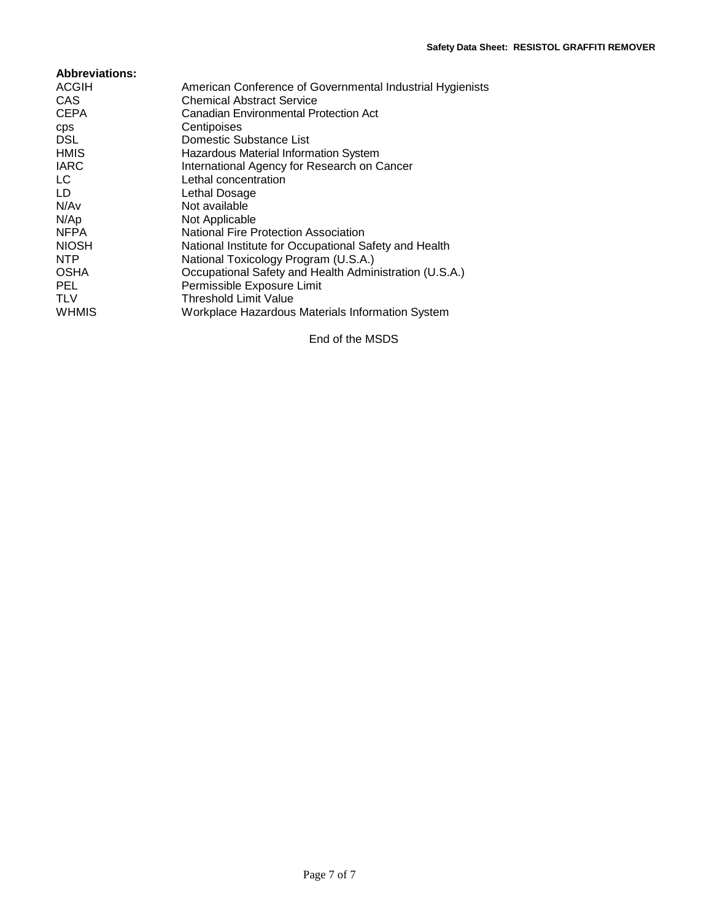**Abbreviations:**

| | |
|---|---|
| ACGIH | American Conference of Governmental Industrial Hygienists |
| CAS | Chemical Abstract Service |
| CEPA | Canadian Environmental Protection Act |
| cps | Centipoises |
| DSL | Domestic Substance List |
| HMIS | Hazardous Material Information System |
| IARC | International Agency for Research on Cancer |
| LC | Lethal concentration |
| LD | Lethal Dosage |
| N/Av | Not available |
| N/Ap | Not Applicable |
| NFPA | National Fire Protection Association |
| NIOSH | National Institute for Occupational Safety and Health |
| NTP | National Toxicology Program (U.S.A.) |
| OSHA | Occupational Safety and Health Administration (U.S.A.) |
| PEL | Permissible Exposure Limit |
| TLV | Threshold Limit Value |
| WHMIS | Workplace Hazardous Materials Information System |

End of the MSDS